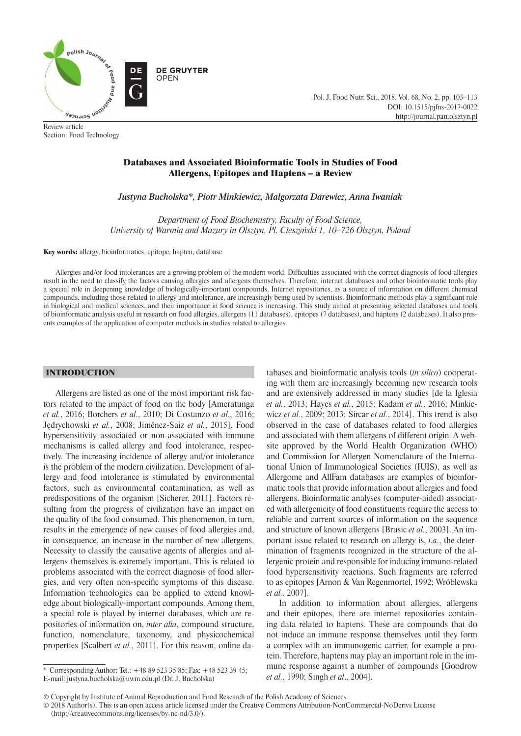Review article
Section: Food Technology

# Databases and Associated Bioinformatic Tools in Studies of Food Allergens, Epitopes and Haptens – a Review

*Justyna Bucholska\*, Piotr Minkiewicz, Małgorzata Darewicz, Anna Iwaniak*

*Department of Food Biochemistry, Faculty of Food Science, University of Warmia and Mazury in Olsztyn, Pl. Cieszyński 1, 10–726 Olsztyn, Poland*

**Key words:** allergy, bioinformatics, epitope, hapten, database

Allergies and/or food intolerances are a growing problem of the modern world. Difficulties associated with the correct diagnosis of food allergies result in the need to classify the factors causing allergies and allergens themselves. Therefore, internet databases and other bioinformatic tools play a special role in deepening knowledge of biologically-important compounds. Internet repositories, as a source of information on different chemical compounds, including those related to allergy and intolerance, are increasingly being used by scientists. Bioinformatic methods play a significant role in biological and medical sciences, and their importance in food science is increasing. This study aimed at presenting selected databases and tools of bioinformatic analysis useful in research on food allergies, allergens (11 databases), epitopes (7 databases), and haptens (2 databases). It also presents examples of the application of computer methods in studies related to allergies.

## INTRODUCTION

Allergens are listed as one of the most important risk factors related to the impact of food on the body [Ameratunga *et al.*, 2016; Borchers *et al.*, 2010; Di Costanzo *et al.*, 2016; Jędrychowski *et al.*, 2008; Jiménez-Saiz *et al.*, 2015]. Food hypersensitivity associated or non-associated with immune mechanisms is called allergy and food intolerance, respectively. The increasing incidence of allergy and/or intolerance is the problem of the modern civilization. Development of allergy and food intolerance is stimulated by environmental factors, such as environmental contamination, as well as predispositions of the organism [Sicherer, 2011]. Factors resulting from the progress of civilization have an impact on the quality of the food consumed. This phenomenon, in turn, results in the emergence of new causes of food allergies and, in consequence, an increase in the number of new allergens. Necessity to classify the causative agents of allergies and allergens themselves is extremely important. This is related to problems associated with the correct diagnosis of food allergies, and very often non-specific symptoms of this disease. Information technologies can be applied to extend knowledge about biologically-important compounds. Among them, a special role is played by internet databases, which are repositories of information on, *inter alia*, compound structure, function, nomenclature, taxonomy, and physicochemical properties [Scalbert *et al.*, 2011]. For this reason, online databases and bioinformatic analysis tools (*in silico*) cooperating with them are increasingly becoming new research tools and are extensively addressed in many studies [de la Iglesia *et al.*, 2013; Hayes *et al.*, 2015; Kadam *et al.*, 2016; Minkiewicz *et al.*, 2009; 2013; Sircar *et al.*, 2014]. This trend is also observed in the case of databases related to food allergies and associated with them allergens of different origin. A website approved by the World Health Organization (WHO) and Commission for Allergen Nomenclature of the International Union of Immunological Societies (IUIS), as well as Allergome and AllFam databases are examples of bioinformatic tools that provide information about allergies and food allergens. Bioinformatic analyses (computer-aided) associated with allergenicity of food constituents require the access to reliable and current sources of information on the sequence and structure of known allergens [Brusic *et al.*, 2003]. An important issue related to research on allergy is, *i.a.*, the determination of fragments recognized in the structure of the allergenic protein and responsible for inducing immuno-related food hypersensitivity reactions. Such fragments are referred to as epitopes [Arnon & Van Regenmortel, 1992; Wróblewska *et al.*, 2007].

In addition to information about allergies, allergens and their epitopes, there are internet repositories containing data related to haptens. These are compounds that do not induce an immune response themselves until they form a complex with an immunogenic carrier, for example a protein. Therefore, haptens may play an important role in the immune response against a number of compounds [Goodrow *et al.*, 1990; Singh *et al*., 2004].

\* Corresponding Author: Tel.: +48 89 523 35 85; Fax: +48 523 39 45; E-mail: justyna.bucholska@uwm.edu.pl (Dr. J. Bucholska)

© Copyright by Institute of Animal Reproduction and Food Research of the Polish Academy of Sciences
© 2018 Author(s). This is an open access article licensed under the Creative Commons Attribution-NonCommercial-NoDerivs License (http://creativecommons.org/licenses/by-nc-nd/3.0/).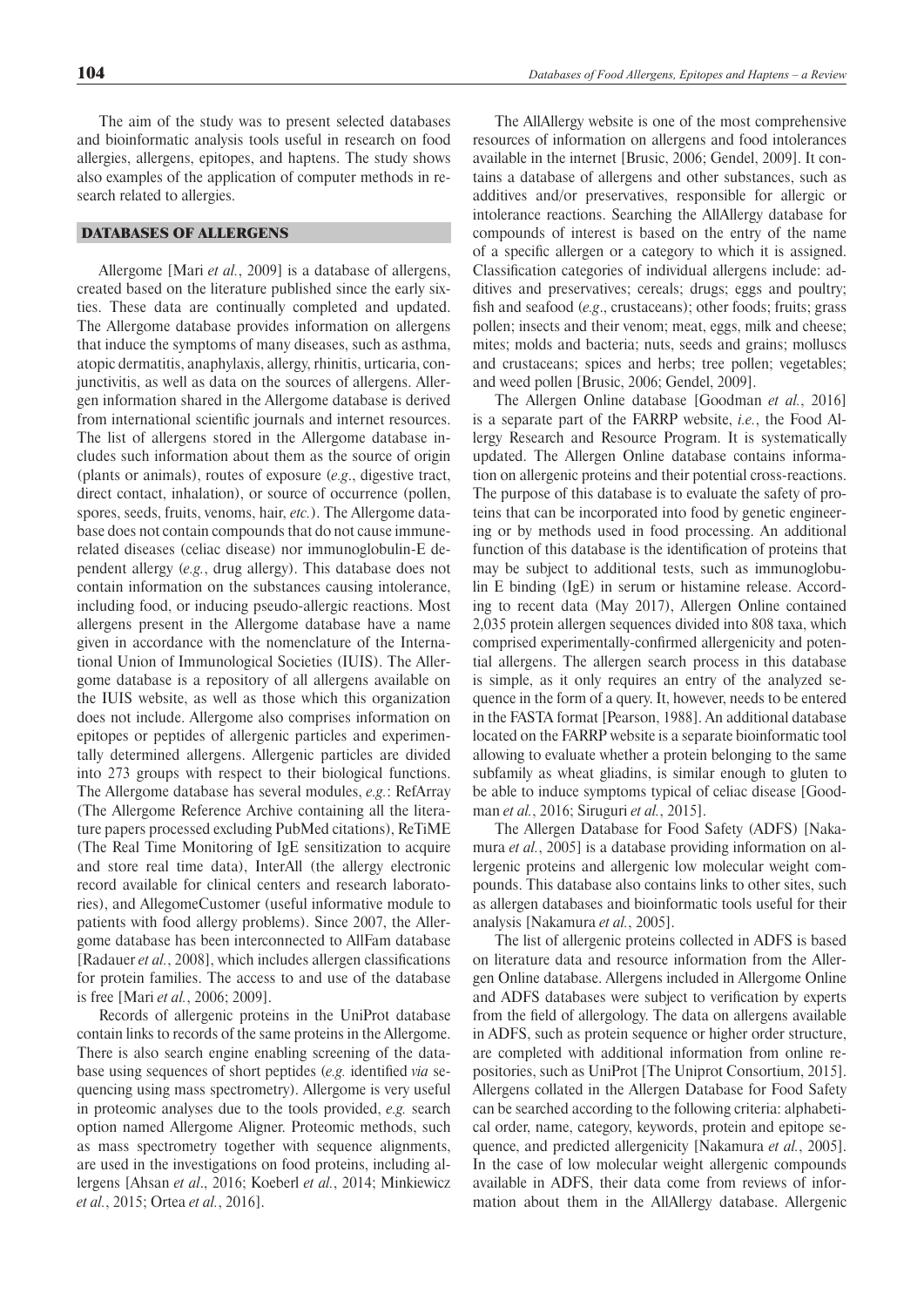The aim of the study was to present selected databases and bioinformatic analysis tools useful in research on food allergies, allergens, epitopes, and haptens. The study shows also examples of the application of computer methods in research related to allergies.

## DATABASES OF ALLERGENS

Allergome [Mari *et al.*, 2009] is a database of allergens, created based on the literature published since the early sixties. These data are continually completed and updated. The Allergome database provides information on allergens that induce the symptoms of many diseases, such as asthma, atopic dermatitis, anaphylaxis, allergy, rhinitis, urticaria, conjunctivitis, as well as data on the sources of allergens. Allergen information shared in the Allergome database is derived from international scientific journals and internet resources. The list of allergens stored in the Allergome database includes such information about them as the source of origin (plants or animals), routes of exposure (*e.g*., digestive tract, direct contact, inhalation), or source of occurrence (pollen, spores, seeds, fruits, venoms, hair, *etc.*). The Allergome database does not contain compounds that do not cause immune-related diseases (celiac disease) nor immunoglobulin-E dependent allergy (*e.g.*, drug allergy). This database does not contain information on the substances causing intolerance, including food, or inducing pseudo-allergic reactions. Most allergens present in the Allergome database have a name given in accordance with the nomenclature of the International Union of Immunological Societies (IUIS). The Allergome database is a repository of all allergens available on the IUIS website, as well as those which this organization does not include. Allergome also comprises information on epitopes or peptides of allergenic particles and experimentally determined allergens. Allergenic particles are divided into 273 groups with respect to their biological functions. The Allergome database has several modules, *e.g.*: RefArray (The Allergome Reference Archive containing all the literature papers processed excluding PubMed citations), ReTiME (The Real Time Monitoring of IgE sensitization to acquire and store real time data), InterAll (the allergy electronic record available for clinical centers and research laboratories), and AllegomeCustomer (useful informative module to patients with food allergy problems). Since 2007, the Allergome database has been interconnected to AllFam database [Radauer *et al.*, 2008], which includes allergen classifications for protein families. The access to and use of the database is free [Mari *et al.*, 2006; 2009].

Records of allergenic proteins in the UniProt database contain links to records of the same proteins in the Allergome. There is also search engine enabling screening of the database using sequences of short peptides (*e.g.* identified *via* sequencing using mass spectrometry). Allergome is very useful in proteomic analyses due to the tools provided, *e.g.* search option named Allergome Aligner. Proteomic methods, such as mass spectrometry together with sequence alignments, are used in the investigations on food proteins, including allergens [Ahsan *et al*., 2016; Koeberl *et al.*, 2014; Minkiewicz *et al.*, 2015; Ortea *et al.*, 2016].

The AllAllergy website is one of the most comprehensive resources of information on allergens and food intolerances available in the internet [Brusic, 2006; Gendel, 2009]. It contains a database of allergens and other substances, such as additives and/or preservatives, responsible for allergic or intolerance reactions. Searching the AllAllergy database for compounds of interest is based on the entry of the name of a specific allergen or a category to which it is assigned. Classification categories of individual allergens include: additives and preservatives; cereals; drugs; eggs and poultry; fish and seafood (*e.g*., crustaceans); other foods; fruits; grass pollen; insects and their venom; meat, eggs, milk and cheese; mites; molds and bacteria; nuts, seeds and grains; molluscs and crustaceans; spices and herbs; tree pollen; vegetables; and weed pollen [Brusic, 2006; Gendel, 2009].

The Allergen Online database [Goodman *et al.*, 2016] is a separate part of the FARRP website, *i.e.*, the Food Allergy Research and Resource Program. It is systematically updated. The Allergen Online database contains information on allergenic proteins and their potential cross-reactions. The purpose of this database is to evaluate the safety of proteins that can be incorporated into food by genetic engineering or by methods used in food processing. An additional function of this database is the identification of proteins that may be subject to additional tests, such as immunoglobulin E binding (IgE) in serum or histamine release. According to recent data (May 2017), Allergen Online contained 2,035 protein allergen sequences divided into 808 taxa, which comprised experimentally-confirmed allergenicity and potential allergens. The allergen search process in this database is simple, as it only requires an entry of the analyzed sequence in the form of a query. It, however, needs to be entered in the FASTA format [Pearson, 1988]. An additional database located on the FARRP website is a separate bioinformatic tool allowing to evaluate whether a protein belonging to the same subfamily as wheat gliadins, is similar enough to gluten to be able to induce symptoms typical of celiac disease [Goodman *et al.*, 2016; Siruguri *et al.*, 2015].

The Allergen Database for Food Safety (ADFS) [Nakamura *et al.*, 2005] is a database providing information on allergenic proteins and allergenic low molecular weight compounds. This database also contains links to other sites, such as allergen databases and bioinformatic tools useful for their analysis [Nakamura *et al.*, 2005].

The list of allergenic proteins collected in ADFS is based on literature data and resource information from the Allergen Online database. Allergens included in Allergome Online and ADFS databases were subject to verification by experts from the field of allergology. The data on allergens available in ADFS, such as protein sequence or higher order structure, are completed with additional information from online repositories, such as UniProt [The Uniprot Consortium, 2015]. Allergens collated in the Allergen Database for Food Safety can be searched according to the following criteria: alphabetical order, name, category, keywords, protein and epitope sequence, and predicted allergenicity [Nakamura *et al.*, 2005]. In the case of low molecular weight allergenic compounds available in ADFS, their data come from reviews of information about them in the AllAllergy database. Allergenic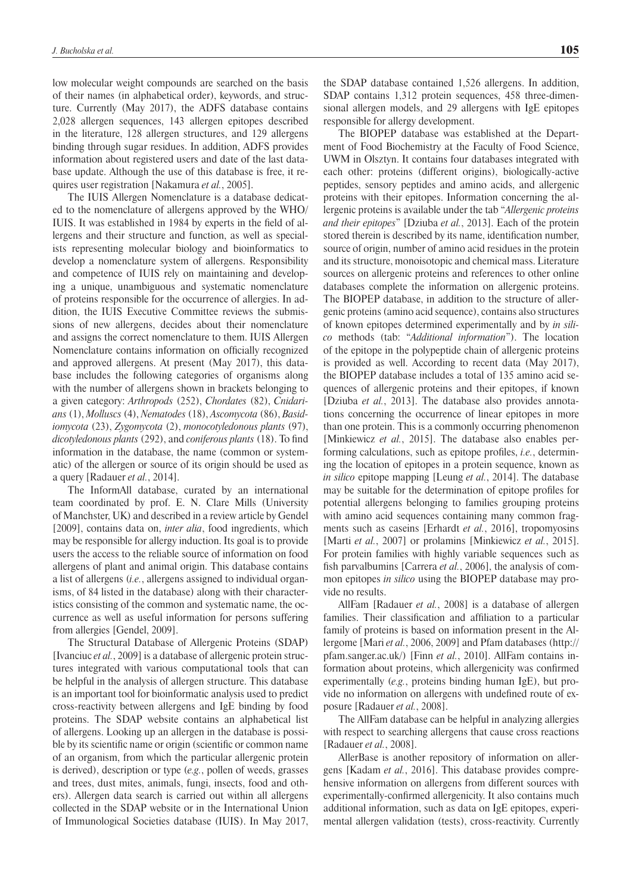low molecular weight compounds are searched on the basis of their names (in alphabetical order), keywords, and structure. Currently (May 2017), the ADFS database contains 2,028 allergen sequences, 143 allergen epitopes described in the literature, 128 allergen structures, and 129 allergens binding through sugar residues. In addition, ADFS provides information about registered users and date of the last database update. Although the use of this database is free, it requires user registration [Nakamura *et al.*, 2005].

The IUIS Allergen Nomenclature is a database dedicated to the nomenclature of allergens approved by the WHO/IUIS. It was established in 1984 by experts in the field of allergens and their structure and function, as well as specialists representing molecular biology and bioinformatics to develop a nomenclature system of allergens. Responsibility and competence of IUIS rely on maintaining and developing a unique, unambiguous and systematic nomenclature of proteins responsible for the occurrence of allergies. In addition, the IUIS Executive Committee reviews the submissions of new allergens, decides about their nomenclature and assigns the correct nomenclature to them. IUIS Allergen Nomenclature contains information on officially recognized and approved allergens. At present (May 2017), this database includes the following categories of organisms along with the number of allergens shown in brackets belonging to a given category: *Arthropods* (252), *Chordates* (82), *Cnidarians* (1), *Molluscs* (4), *Nematodes* (18), *Ascomycota* (86), *Basidiomycota* (23), *Zygomycota* (2), *monocotyledonous plants* (97), *dicotyledonous plants* (292), and *coniferous plants* (18). To find information in the database, the name (common or systematic) of the allergen or source of its origin should be used as a query [Radauer *et al.*, 2014].

The InformAll database, curated by an international team coordinated by prof. E. N. Clare Mills (University of Manchster, UK) and described in a review article by Gendel [2009], contains data on, *inter alia*, food ingredients, which may be responsible for allergy induction. Its goal is to provide users the access to the reliable source of information on food allergens of plant and animal origin. This database contains a list of allergens (*i.e.*, allergens assigned to individual organisms, of 84 listed in the database) along with their characteristics consisting of the common and systematic name, the occurrence as well as useful information for persons suffering from allergies [Gendel, 2009].

The Structural Database of Allergenic Proteins (SDAP) [Ivanciuc *et al.*, 2009] is a database of allergenic protein structures integrated with various computational tools that can be helpful in the analysis of allergen structure. This database is an important tool for bioinformatic analysis used to predict cross-reactivity between allergens and IgE binding by food proteins. The SDAP website contains an alphabetical list of allergens. Looking up an allergen in the database is possible by its scientific name or origin (scientific or common name of an organism, from which the particular allergenic protein is derived), description or type (*e.g.*, pollen of weeds, grasses and trees, dust mites, animals, fungi, insects, food and others). Allergen data search is carried out within all allergens collected in the SDAP website or in the International Union of Immunological Societies database (IUIS). In May 2017, the SDAP database contained 1,526 allergens. In addition, SDAP contains 1,312 protein sequences, 458 three-dimensional allergen models, and 29 allergens with IgE epitopes responsible for allergy development.

The BIOPEP database was established at the Department of Food Biochemistry at the Faculty of Food Science, UWM in Olsztyn. It contains four databases integrated with each other: proteins (different origins), biologically-active peptides, sensory peptides and amino acids, and allergenic proteins with their epitopes. Information concerning the allergenic proteins is available under the tab "*Allergenic proteins and their epitopes*" [Dziuba *et al.*, 2013]. Each of the protein stored therein is described by its name, identification number, source of origin, number of amino acid residues in the protein and its structure, monoisotopic and chemical mass. Literature sources on allergenic proteins and references to other online databases complete the information on allergenic proteins. The BIOPEP database, in addition to the structure of allergenic proteins (amino acid sequence), contains also structures of known epitopes determined experimentally and by *in silico* methods (tab: "*Additional information*"). The location of the epitope in the polypeptide chain of allergenic proteins is provided as well. According to recent data (May 2017), the BIOPEP database includes a total of 135 amino acid sequences of allergenic proteins and their epitopes, if known [Dziuba *et al.*, 2013]. The database also provides annotations concerning the occurrence of linear epitopes in more than one protein. This is a commonly occurring phenomenon [Minkiewicz *et al.*, 2015]. The database also enables performing calculations, such as epitope profiles, *i.e.*, determining the location of epitopes in a protein sequence, known as *in silico* epitope mapping [Leung *et al.*, 2014]. The database may be suitable for the determination of epitope profiles for potential allergens belonging to families grouping proteins with amino acid sequences containing many common fragments such as caseins [Erhardt *et al.*, 2016], tropomyosins [Marti *et al.*, 2007] or prolamins [Minkiewicz *et al.*, 2015]. For protein families with highly variable sequences such as fish parvalbumins [Carrera *et al.*, 2006], the analysis of common epitopes *in silico* using the BIOPEP database may provide no results.

AllFam [Radauer *et al.*, 2008] is a database of allergen families. Their classification and affiliation to a particular family of proteins is based on information present in the Allergome [Mari *et al.*, 2006, 2009] and Pfam databases (http://pfam.sanger.ac.uk/) [Finn *et al.*, 2010]. AllFam contains information about proteins, which allergenicity was confirmed experimentally (*e.g.*, proteins binding human IgE), but provide no information on allergens with undefined route of exposure [Radauer *et al.*, 2008].

The AllFam database can be helpful in analyzing allergies with respect to searching allergens that cause cross reactions [Radauer *et al.*, 2008].

AllerBase is another repository of information on allergens [Kadam *et al.*, 2016]. This database provides comprehensive information on allergens from different sources with experimentally-confirmed allergenicity. It also contains much additional information, such as data on IgE epitopes, experimental allergen validation (tests), cross-reactivity. Currently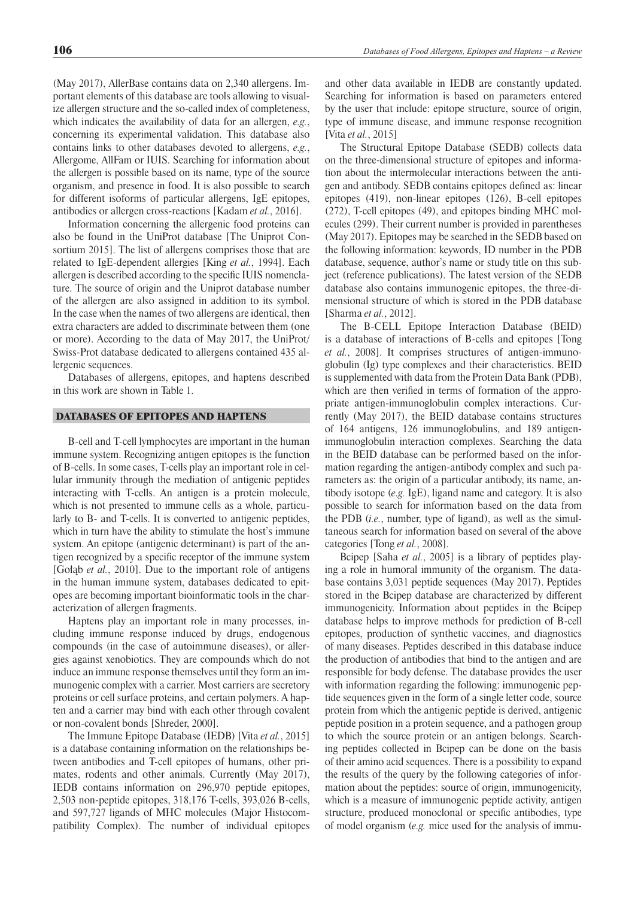(May 2017), AllerBase contains data on 2,340 allergens. Important elements of this database are tools allowing to visualize allergen structure and the so-called index of completeness, which indicates the availability of data for an allergen, *e.g.*, concerning its experimental validation. This database also contains links to other databases devoted to allergens, *e.g.*, Allergome, AllFam or IUIS. Searching for information about the allergen is possible based on its name, type of the source organism, and presence in food. It is also possible to search for different isoforms of particular allergens, IgE epitopes, antibodies or allergen cross-reactions [Kadam *et al.*, 2016].

Information concerning the allergenic food proteins can also be found in the UniProt database [The Uniprot Consortium 2015]. The list of allergens comprises those that are related to IgE-dependent allergies [King *et al.*, 1994]. Each allergen is described according to the specific IUIS nomenclature. The source of origin and the Uniprot database number of the allergen are also assigned in addition to its symbol. In the case when the names of two allergens are identical, then extra characters are added to discriminate between them (one or more). According to the data of May 2017, the UniProt/Swiss-Prot database dedicated to allergens contained 435 allergenic sequences.

Databases of allergens, epitopes, and haptens described in this work are shown in Table 1.

## DATABASES OF EPITOPES AND HAPTENS

B-cell and T-cell lymphocytes are important in the human immune system. Recognizing antigen epitopes is the function of B-cells. In some cases, T-cells play an important role in cellular immunity through the mediation of antigenic peptides interacting with T-cells. An antigen is a protein molecule, which is not presented to immune cells as a whole, particularly to B- and T-cells. It is converted to antigenic peptides, which in turn have the ability to stimulate the host's immune system. An epitope (antigenic determinant) is part of the antigen recognized by a specific receptor of the immune system [Gołąb *et al.*, 2010]. Due to the important role of antigens in the human immune system, databases dedicated to epitopes are becoming important bioinformatic tools in the characterization of allergen fragments.

Haptens play an important role in many processes, including immune response induced by drugs, endogenous compounds (in the case of autoimmune diseases), or allergies against xenobiotics. They are compounds which do not induce an immune response themselves until they form an immunogenic complex with a carrier. Most carriers are secretory proteins or cell surface proteins, and certain polymers. A hapten and a carrier may bind with each other through covalent or non-covalent bonds [Shreder, 2000].

The Immune Epitope Database (IEDB) [Vita *et al.*, 2015] is a database containing information on the relationships between antibodies and T-cell epitopes of humans, other primates, rodents and other animals. Currently (May 2017), IEDB contains information on 296,970 peptide epitopes, 2,503 non-peptide epitopes, 318,176 T-cells, 393,026 B-cells, and 597,727 ligands of MHC molecules (Major Histocompatibility Complex). The number of individual epitopes and other data available in IEDB are constantly updated. Searching for information is based on parameters entered by the user that include: epitope structure, source of origin, type of immune disease, and immune response recognition [Vita *et al.*, 2015]

The Structural Epitope Database (SEDB) collects data on the three-dimensional structure of epitopes and information about the intermolecular interactions between the antigen and antibody. SEDB contains epitopes defined as: linear epitopes (419), non-linear epitopes (126), B-cell epitopes (272), T-cell epitopes (49), and epitopes binding MHC molecules (299). Their current number is provided in parentheses (May 2017). Epitopes may be searched in the SEDB based on the following information: keywords, ID number in the PDB database, sequence, author's name or study title on this subject (reference publications). The latest version of the SEDB database also contains immunogenic epitopes, the three-dimensional structure of which is stored in the PDB database [Sharma *et al.*, 2012].

The B-CELL Epitope Interaction Database (BEID) is a database of interactions of B-cells and epitopes [Tong *et al.*, 2008]. It comprises structures of antigen-immunoglobulin (Ig) type complexes and their characteristics. BEID is supplemented with data from the Protein Data Bank (PDB), which are then verified in terms of formation of the appropriate antigen-immunoglobulin complex interactions. Currently (May 2017), the BEID database contains structures of 164 antigens, 126 immunoglobulins, and 189 antigen-immunoglobulin interaction complexes. Searching the data in the BEID database can be performed based on the information regarding the antigen-antibody complex and such parameters as: the origin of a particular antibody, its name, antibody isotope (*e.g.* IgE), ligand name and category. It is also possible to search for information based on the data from the PDB (*i.e.*, number, type of ligand), as well as the simultaneous search for information based on several of the above categories [Tong *et al.*, 2008].

Bcipep [Saha *et al.*, 2005] is a library of peptides playing a role in humoral immunity of the organism. The database contains 3,031 peptide sequences (May 2017). Peptides stored in the Bcipep database are characterized by different immunogenicity. Information about peptides in the Bcipep database helps to improve methods for prediction of B-cell epitopes, production of synthetic vaccines, and diagnostics of many diseases. Peptides described in this database induce the production of antibodies that bind to the antigen and are responsible for body defense. The database provides the user with information regarding the following: immunogenic peptide sequences given in the form of a single letter code, source protein from which the antigenic peptide is derived, antigenic peptide position in a protein sequence, and a pathogen group to which the source protein or an antigen belongs. Searching peptides collected in Bcipep can be done on the basis of their amino acid sequences. There is a possibility to expand the results of the query by the following categories of information about the peptides: source of origin, immunogenicity, which is a measure of immunogenic peptide activity, antigen structure, produced monoclonal or specific antibodies, type of model organism (*e.g.* mice used for the analysis of immu-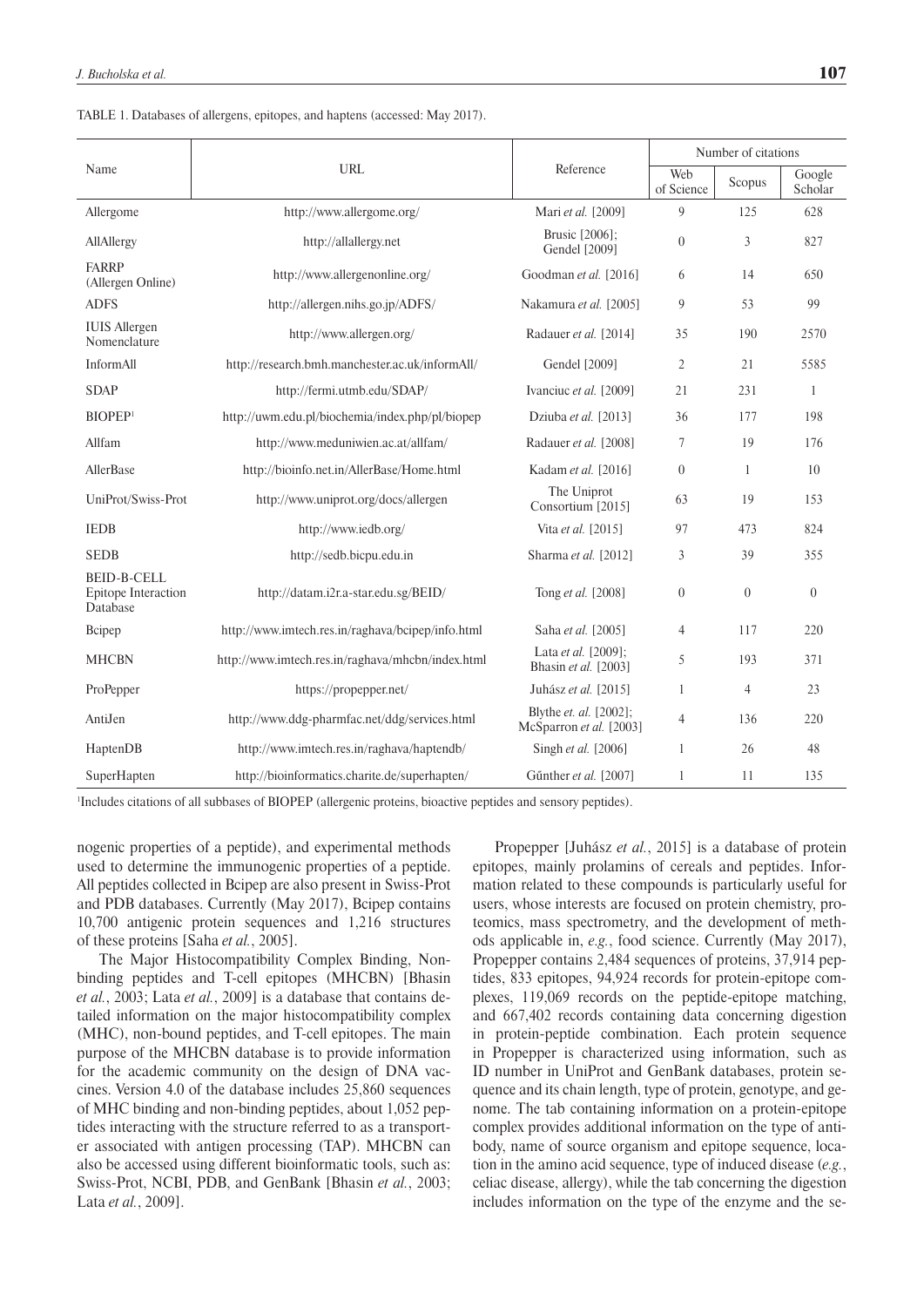TABLE 1. Databases of allergens, epitopes, and haptens (accessed: May 2017).

| Name | URL | Reference | Number of citations | | |
|---|---|---|---|---|---|
| | | | Web of Science | Scopus | Google Scholar |
| Allergome | http://www.allergome.org/ | Mari *et al.* [2009] | 9 | 125 | 628 |
| AllAllergy | http://allallergy.net | Brusic [2006]; Gendel [2009] | 0 | 3 | 827 |
| FARRP (Allergen Online) | http://www.allergenonline.org/ | Goodman *et al.* [2016] | 6 | 14 | 650 |
| ADFS | http://allergen.nihs.go.jp/ADFS/ | Nakamura *et al.* [2005] | 9 | 53 | 99 |
| IUIS Allergen Nomenclature | http://www.allergen.org/ | Radauer *et al.* [2014] | 35 | 190 | 2570 |
| InformAll | http://research.bmh.manchester.ac.uk/informAll/ | Gendel [2009] | 2 | 21 | 5585 |
| SDAP | http://fermi.utmb.edu/SDAP/ | Ivanciuc *et al.* [2009] | 21 | 231 | 1 |
| BIOPEP[1] | http://uwm.edu.pl/biochemia/index.php/pl/biopep | Dziuba *et al.* [2013] | 36 | 177 | 198 |
| Allfam | http://www.meduniwien.ac.at/allfam/ | Radauer *et al.* [2008] | 7 | 19 | 176 |
| AllerBase | http://bioinfo.net.in/AllerBase/Home.html | Kadam *et al.* [2016] | 0 | 1 | 10 |
| UniProt/Swiss-Prot | http://www.uniprot.org/docs/allergen | The Uniprot Consortium [2015] | 63 | 19 | 153 |
| IEDB | http://www.iedb.org/ | Vita *et al.* [2015] | 97 | 473 | 824 |
| SEDB | http://sedb.bicpu.edu.in | Sharma *et al.* [2012] | 3 | 39 | 355 |
| BEID-B-CELL Epitope Interaction Database | http://datam.i2r.a-star.edu.sg/BEID/ | Tong *et al.* [2008] | 0 | 0 | 0 |
| Bcipep | http://www.imtech.res.in/raghava/bcipep/info.html | Saha *et al.* [2005] | 4 | 117 | 220 |
| MHCBN | http://www.imtech.res.in/raghava/mhcbn/index.html | Lata *et al.* [2009]; Bhasin *et al.* [2003] | 5 | 193 | 371 |
| ProPepper | https://propepper.net/ | Juhász *et al.* [2015] | 1 | 4 | 23 |
| AntiJen | http://www.ddg-pharmfac.net/ddg/services.html | Blythe *et al.* [2002]; McSparron *et al.* [2003] | 4 | 136 | 220 |
| HaptenDB | http://www.imtech.res.in/raghava/haptendb/ | Singh *et al.* [2006] | 1 | 26 | 48 |
| SuperHapten | http://bioinformatics.charite.de/superhapten/ | Gűnther *et al.* [2007] | 1 | 11 | 135 |

[1]Includes citations of all subbases of BIOPEP (allergenic proteins, bioactive peptides and sensory peptides).

nogenic properties of a peptide), and experimental methods used to determine the immunogenic properties of a peptide. All peptides collected in Bcipep are also present in Swiss-Prot and PDB databases. Currently (May 2017), Bcipep contains 10,700 antigenic protein sequences and 1,216 structures of these proteins [Saha *et al.*, 2005].

The Major Histocompatibility Complex Binding, Non-binding peptides and T-cell epitopes (MHCBN) [Bhasin *et al.*, 2003; Lata *et al.*, 2009] is a database that contains detailed information on the major histocompatibility complex (MHC), non-bound peptides, and T-cell epitopes. The main purpose of the MHCBN database is to provide information for the academic community on the design of DNA vaccines. Version 4.0 of the database includes 25,860 sequences of MHC binding and non-binding peptides, about 1,052 peptides interacting with the structure referred to as a transporter associated with antigen processing (TAP). MHCBN can also be accessed using different bioinformatic tools, such as: Swiss-Prot, NCBI, PDB, and GenBank [Bhasin *et al.*, 2003; Lata *et al.*, 2009].

Propepper [Juhász *et al.*, 2015] is a database of protein epitopes, mainly prolamins of cereals and peptides. Information related to these compounds is particularly useful for users, whose interests are focused on protein chemistry, proteomics, mass spectrometry, and the development of methods applicable in, *e.g.*, food science. Currently (May 2017), Propepper contains 2,484 sequences of proteins, 37,914 peptides, 833 epitopes, 94,924 records for protein-epitope complexes, 119,069 records on the peptide-epitope matching, and 667,402 records containing data concerning digestion in protein-peptide combination. Each protein sequence in Propepper is characterized using information, such as ID number in UniProt and GenBank databases, protein sequence and its chain length, type of protein, genotype, and genome. The tab containing information on a protein-epitope complex provides additional information on the type of antibody, name of source organism and epitope sequence, location in the amino acid sequence, type of induced disease (*e.g.*, celiac disease, allergy), while the tab concerning the digestion includes information on the type of the enzyme and the se-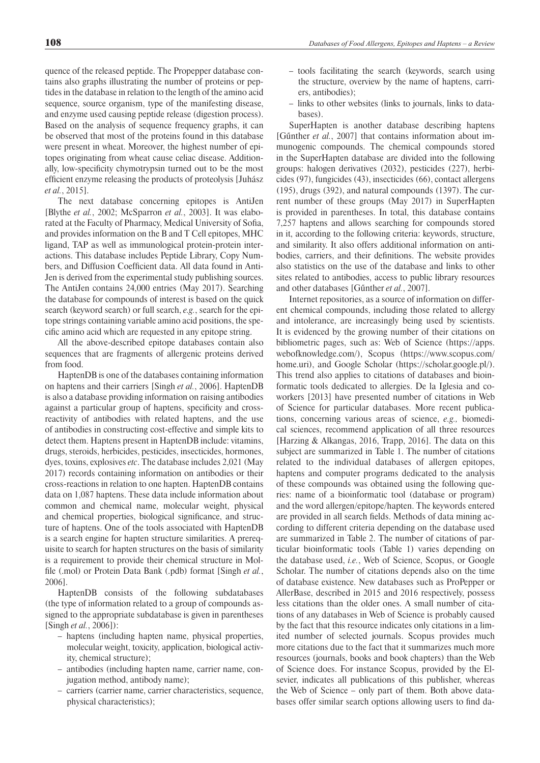quence of the released peptide. The Propepper database contains also graphs illustrating the number of proteins or peptides in the database in relation to the length of the amino acid sequence, source organism, type of the manifesting disease, and enzyme used causing peptide release (digestion process). Based on the analysis of sequence frequency graphs, it can be observed that most of the proteins found in this database were present in wheat. Moreover, the highest number of epitopes originating from wheat cause celiac disease. Additionally, low-specificity chymotrypsin turned out to be the most efficient enzyme releasing the products of proteolysis [Juhász *et al.*, 2015].

The next database concerning epitopes is AntiJen [Blythe *et al.*, 2002; McSparron *et al.*, 2003]. It was elaborated at the Faculty of Pharmacy, Medical University of Sofia, and provides information on the B and T Cell epitopes, MHC ligand, TAP as well as immunological protein-protein interactions. This database includes Peptide Library, Copy Numbers, and Diffusion Coefficient data. All data found in AntiJen is derived from the experimental study publishing sources. The AntiJen contains 24,000 entries (May 2017). Searching the database for compounds of interest is based on the quick search (keyword search) or full search, *e.g.*, search for the epitope strings containing variable amino acid positions, the specific amino acid which are requested in any epitope string.

All the above-described epitope databases contain also sequences that are fragments of allergenic proteins derived from food.

HaptenDB is one of the databases containing information on haptens and their carriers [Singh *et al.*, 2006]. HaptenDB is also a database providing information on raising antibodies against a particular group of haptens, specificity and cross-reactivity of antibodies with related haptens, and the use of antibodies in constructing cost-effective and simple kits to detect them. Haptens present in HaptenDB include: vitamins, drugs, steroids, herbicides, pesticides, insecticides, hormones, dyes, toxins, explosives *etc*. The database includes 2,021 (May 2017) records containing information on antibodies or their cross-reactions in relation to one hapten. HaptenDB contains data on 1,087 haptens. These data include information about common and chemical name, molecular weight, physical and chemical properties, biological significance, and structure of haptens. One of the tools associated with HaptenDB is a search engine for hapten structure similarities. A prerequisite to search for hapten structures on the basis of similarity is a requirement to provide their chemical structure in Mol-file (.mol) or Protein Data Bank (.pdb) format [Singh *et al.*, 2006].

HaptenDB consists of the following subdatabases (the type of information related to a group of compounds assigned to the appropriate subdatabase is given in parentheses [Singh *et al.*, 2006]):

- haptens (including hapten name, physical properties, molecular weight, toxicity, application, biological activity, chemical structure);
- antibodies (including hapten name, carrier name, conjugation method, antibody name);
- carriers (carrier name, carrier characteristics, sequence, physical characteristics);
- tools facilitating the search (keywords, search using the structure, overview by the name of haptens, carriers, antibodies);
- links to other websites (links to journals, links to databases).

SuperHapten is another database describing haptens [Gűnther *et al.*, 2007] that contains information about immunogenic compounds. The chemical compounds stored in the SuperHapten database are divided into the following groups: halogen derivatives (2032), pesticides (227), herbicides (97), fungicides (43), insecticides (66), contact allergens (195), drugs (392), and natural compounds (1397). The current number of these groups (May 2017) in SuperHapten is provided in parentheses. In total, this database contains 7,257 haptens and allows searching for compounds stored in it, according to the following criteria: keywords, structure, and similarity. It also offers additional information on antibodies, carriers, and their definitions. The website provides also statistics on the use of the database and links to other sites related to antibodies, access to public library resources and other databases [Gűnther *et al.*, 2007].

Internet repositories, as a source of information on different chemical compounds, including those related to allergy and intolerance, are increasingly being used by scientists. It is evidenced by the growing number of their citations on bibliometric pages, such as: Web of Science (https://apps.webofknowledge.com/), Scopus (https://www.scopus.com/home.uri), and Google Scholar (https://scholar.google.pl/). This trend also applies to citations of databases and bioinformatic tools dedicated to allergies. De la Iglesia and coworkers [2013] have presented number of citations in Web of Science for particular databases. More recent publications, concerning various areas of science, *e.g.,* biomedical sciences, recommend application of all three resources [Harzing & Alkangas, 2016, Trapp, 2016]. The data on this subject are summarized in Table 1. The number of citations related to the individual databases of allergen epitopes, haptens and computer programs dedicated to the analysis of these compounds was obtained using the following queries: name of a bioinformatic tool (database or program) and the word allergen/epitope/hapten. The keywords entered are provided in all search fields. Methods of data mining according to different criteria depending on the database used are summarized in Table 2. The number of citations of particular bioinformatic tools (Table 1) varies depending on the database used, *i.e.*, Web of Science, Scopus, or Google Scholar. The number of citations depends also on the time of database existence. New databases such as ProPepper or AllerBase, described in 2015 and 2016 respectively, possess less citations than the older ones. A small number of citations of any databases in Web of Science is probably caused by the fact that this resource indicates only citations in a limited number of selected journals. Scopus provides much more citations due to the fact that it summarizes much more resources (journals, books and book chapters) than the Web of Science does. For instance Scopus, provided by the Elsevier, indicates all publications of this publisher, whereas the Web of Science – only part of them. Both above databases offer similar search options allowing users to find da-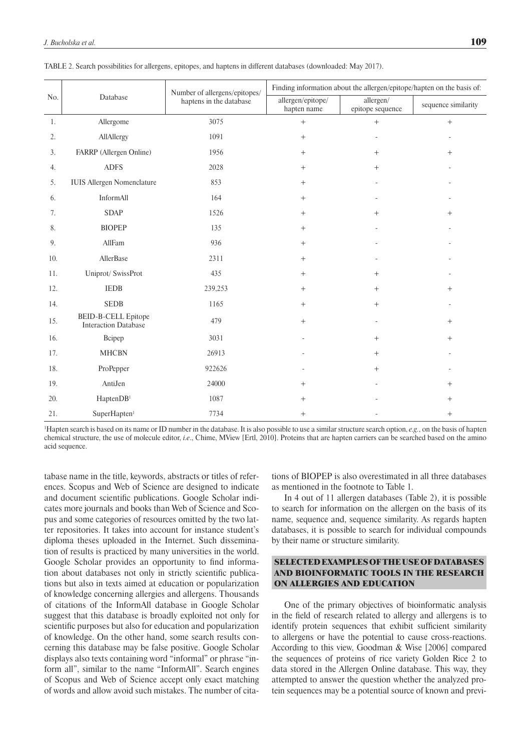TABLE 2. Search possibilities for allergens, epitopes, and haptens in different databases (downloaded: May 2017).

| No. | Database | Number of allergens/epitopes/ haptens in the database | Finding information about the allergen/epitope/hapten on the basis of: | | |
|---|---|---|---|---|---|
| | | | allergen/epitope/ hapten name | allergen/ epitope sequence | sequence similarity |
| 1. | Allergome | 3075 | + | + | + |
| 2. | AllAllergy | 1091 | + | - | - |
| 3. | FARRP (Allergen Online) | 1956 | + | + | + |
| 4. | ADFS | 2028 | + | + | - |
| 5. | IUIS Allergen Nomenclature | 853 | + | - | - |
| 6. | InformAll | 164 | + | - | - |
| 7. | SDAP | 1526 | + | + | + |
| 8. | BIOPEP | 135 | + | - | - |
| 9. | AllFam | 936 | + | - | - |
| 10. | AllerBase | 2311 | + | - | - |
| 11. | Uniprot/ SwissProt | 435 | + | + | - |
| 12. | IEDB | 239,253 | + | + | + |
| 14. | SEDB | 1165 | + | + | - |
| 15. | BEID-B-CELL Epitope Interaction Database | 479 | + | - | + |
| 16. | Bcipep | 3031 | - | + | + |
| 17. | MHCBN | 26913 | - | + | - |
| 18. | ProPepper | 922626 | - | + | - |
| 19. | AntiJen | 24000 | + | - | + |
| 20. | HaptenDB[1] | 1087 | + | - | + |
| 21. | SuperHapten[1] | 7734 | + | - | + |

[1]Hapten search is based on its name or ID number in the database. It is also possible to use a similar structure search option, *e.g.*, on the basis of hapten chemical structure, the use of molecule editor, *i.e*., Chime, MView [Ertl, 2010]. Proteins that are hapten carriers can be searched based on the amino acid sequence.

tabase name in the title, keywords, abstracts or titles of references. Scopus and Web of Science are designed to indicate and document scientific publications. Google Scholar indicates more journals and books than Web of Science and Scopus and some categories of resources omitted by the two latter repositories. It takes into account for instance student's diploma theses uploaded in the Internet. Such dissemination of results is practiced by many universities in the world. Google Scholar provides an opportunity to find information about databases not only in strictly scientific publications but also in texts aimed at education or popularization of knowledge concerning allergies and allergens. Thousands of citations of the InformAll database in Google Scholar suggest that this database is broadly exploited not only for scientific purposes but also for education and popularization of knowledge. On the other hand, some search results concerning this database may be false positive. Google Scholar displays also texts containing word "informal" or phrase "inform all", similar to the name "InformAll". Search engines of Scopus and Web of Science accept only exact matching of words and allow avoid such mistakes. The number of citations of BIOPEP is also overestimated in all three databases as mentioned in the footnote to Table 1.

In 4 out of 11 allergen databases (Table 2), it is possible to search for information on the allergen on the basis of its name, sequence and, sequence similarity. As regards hapten databases, it is possible to search for individual compounds by their name or structure similarity.

## SELECTED EXAMPLES OF THE USE OF DATABASES AND BIOINFORMATIC TOOLS IN THE RESEARCH ON ALLERGIES AND EDUCATION

One of the primary objectives of bioinformatic analysis in the field of research related to allergy and allergens is to identify protein sequences that exhibit sufficient similarity to allergens or have the potential to cause cross-reactions. According to this view, Goodman & Wise [2006] compared the sequences of proteins of rice variety Golden Rice 2 to data stored in the Allergen Online database. This way, they attempted to answer the question whether the analyzed protein sequences may be a potential source of known and previ-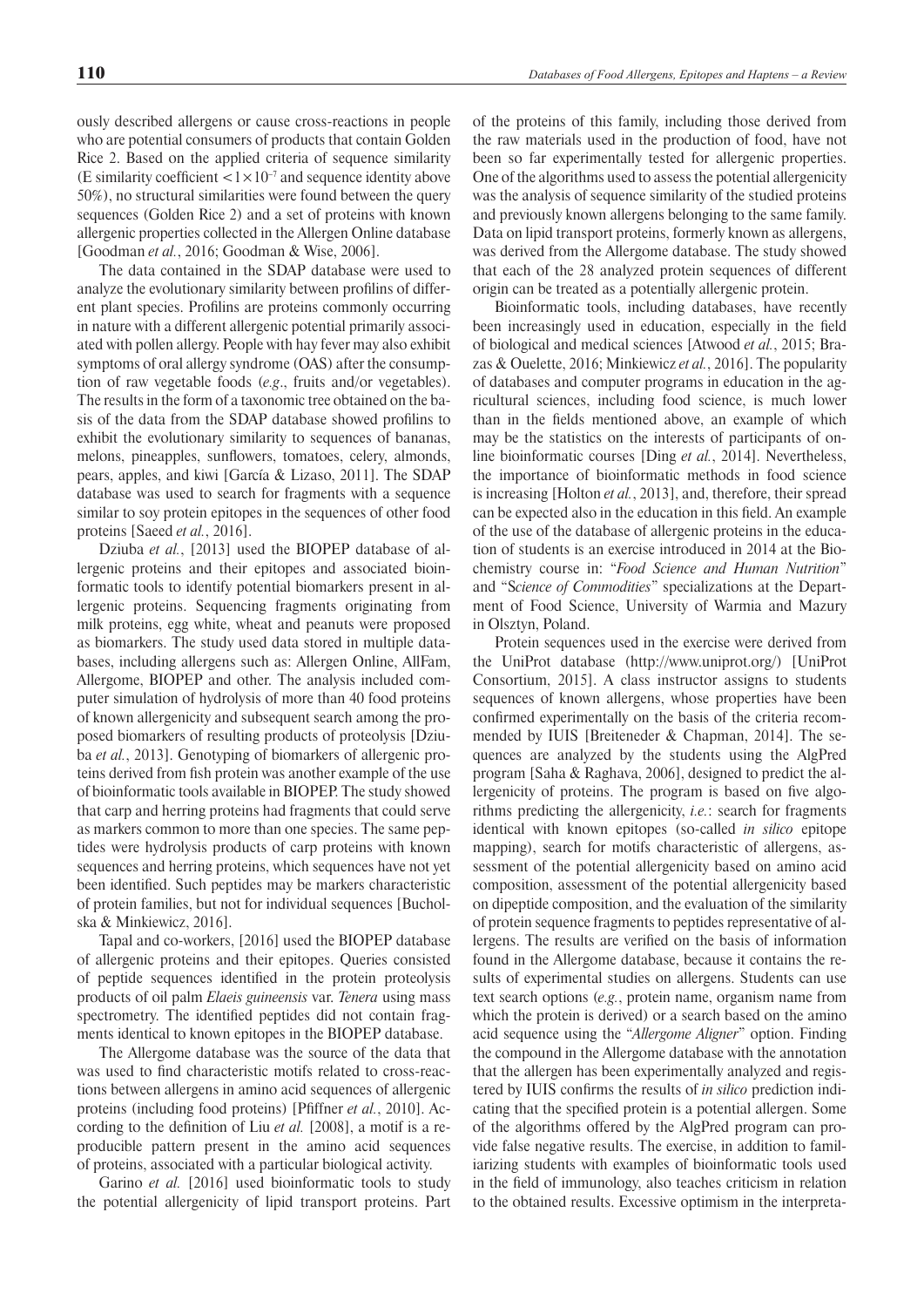ously described allergens or cause cross-reactions in people who are potential consumers of products that contain Golden Rice 2. Based on the applied criteria of sequence similarity (E similarity coefficient $<1\times10^{-7}$ and sequence identity above 50%), no structural similarities were found between the query sequences (Golden Rice 2) and a set of proteins with known allergenic properties collected in the Allergen Online database [Goodman *et al.*, 2016; Goodman & Wise, 2006].

The data contained in the SDAP database were used to analyze the evolutionary similarity between profilins of different plant species. Profilins are proteins commonly occurring in nature with a different allergenic potential primarily associated with pollen allergy. People with hay fever may also exhibit symptoms of oral allergy syndrome (OAS) after the consumption of raw vegetable foods (*e.g*., fruits and/or vegetables). The results in the form of a taxonomic tree obtained on the basis of the data from the SDAP database showed profilins to exhibit the evolutionary similarity to sequences of bananas, melons, pineapples, sunflowers, tomatoes, celery, almonds, pears, apples, and kiwi [García & Lizaso, 2011]. The SDAP database was used to search for fragments with a sequence similar to soy protein epitopes in the sequences of other food proteins [Saeed *et al.*, 2016].

Dziuba *et al.*, [2013] used the BIOPEP database of allergenic proteins and their epitopes and associated bioinformatic tools to identify potential biomarkers present in allergenic proteins. Sequencing fragments originating from milk proteins, egg white, wheat and peanuts were proposed as biomarkers. The study used data stored in multiple databases, including allergens such as: Allergen Online, AllFam, Allergome, BIOPEP and other. The analysis included computer simulation of hydrolysis of more than 40 food proteins of known allergenicity and subsequent search among the proposed biomarkers of resulting products of proteolysis [Dziuba *et al.*, 2013]. Genotyping of biomarkers of allergenic proteins derived from fish protein was another example of the use of bioinformatic tools available in BIOPEP. The study showed that carp and herring proteins had fragments that could serve as markers common to more than one species. The same peptides were hydrolysis products of carp proteins with known sequences and herring proteins, which sequences have not yet been identified. Such peptides may be markers characteristic of protein families, but not for individual sequences [Bucholska & Minkiewicz, 2016].

Tapal and co-workers, [2016] used the BIOPEP database of allergenic proteins and their epitopes. Queries consisted of peptide sequences identified in the protein proteolysis products of oil palm *Elaeis guineensis* var. *Tenera* using mass spectrometry. The identified peptides did not contain fragments identical to known epitopes in the BIOPEP database.

The Allergome database was the source of the data that was used to find characteristic motifs related to cross-reactions between allergens in amino acid sequences of allergenic proteins (including food proteins) [Pfiffner *et al.*, 2010]. According to the definition of Liu *et al.* [2008], a motif is a reproducible pattern present in the amino acid sequences of proteins, associated with a particular biological activity.

Garino *et al.* [2016] used bioinformatic tools to study the potential allergenicity of lipid transport proteins. Part of the proteins of this family, including those derived from the raw materials used in the production of food, have not been so far experimentally tested for allergenic properties. One of the algorithms used to assess the potential allergenicity was the analysis of sequence similarity of the studied proteins and previously known allergens belonging to the same family. Data on lipid transport proteins, formerly known as allergens, was derived from the Allergome database. The study showed that each of the 28 analyzed protein sequences of different origin can be treated as a potentially allergenic protein.

Bioinformatic tools, including databases, have recently been increasingly used in education, especially in the field of biological and medical sciences [Atwood *et al.*, 2015; Brazas & Ouelette, 2016; Minkiewicz *et al.*, 2016]. The popularity of databases and computer programs in education in the agricultural sciences, including food science, is much lower than in the fields mentioned above, an example of which may be the statistics on the interests of participants of online bioinformatic courses [Ding *et al.*, 2014]. Nevertheless, the importance of bioinformatic methods in food science is increasing [Holton *et al.*, 2013], and, therefore, their spread can be expected also in the education in this field. An example of the use of the database of allergenic proteins in the education of students is an exercise introduced in 2014 at the Biochemistry course in: "*Food Science and Human Nutrition*" and "S*cience of Commodities*" specializations at the Department of Food Science, University of Warmia and Mazury in Olsztyn, Poland.

Protein sequences used in the exercise were derived from the UniProt database (http://www.uniprot.org/) [UniProt Consortium, 2015]. A class instructor assigns to students sequences of known allergens, whose properties have been confirmed experimentally on the basis of the criteria recommended by IUIS [Breiteneder & Chapman, 2014]. The sequences are analyzed by the students using the AlgPred program [Saha & Raghava, 2006], designed to predict the allergenicity of proteins. The program is based on five algorithms predicting the allergenicity, *i.e.*: search for fragments identical with known epitopes (so-called *in silico* epitope mapping), search for motifs characteristic of allergens, assessment of the potential allergenicity based on amino acid composition, assessment of the potential allergenicity based on dipeptide composition, and the evaluation of the similarity of protein sequence fragments to peptides representative of allergens. The results are verified on the basis of information found in the Allergome database, because it contains the results of experimental studies on allergens. Students can use text search options (*e.g.*, protein name, organism name from which the protein is derived) or a search based on the amino acid sequence using the "*Allergome Aligner*" option. Finding the compound in the Allergome database with the annotation that the allergen has been experimentally analyzed and registered by IUIS confirms the results of *in silico* prediction indicating that the specified protein is a potential allergen. Some of the algorithms offered by the AlgPred program can provide false negative results. The exercise, in addition to familiarizing students with examples of bioinformatic tools used in the field of immunology, also teaches criticism in relation to the obtained results. Excessive optimism in the interpreta-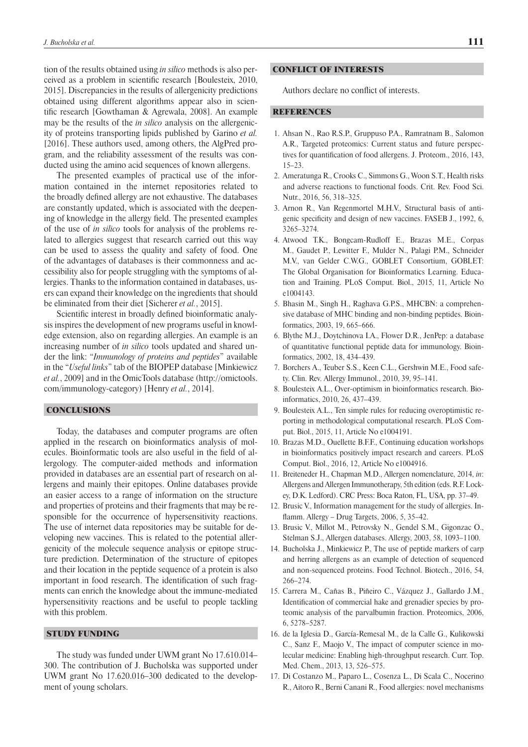tion of the results obtained using *in silico* methods is also perceived as a problem in scientific research [Boulesteix, 2010, 2015]. Discrepancies in the results of allergenicity predictions obtained using different algorithms appear also in scientific research [Gowthaman & Agrewala, 2008]. An example may be the results of the *in silico* analysis on the allergenicity of proteins transporting lipids published by Garino *et al.* [2016]. These authors used, among others, the AlgPred program, and the reliability assessment of the results was conducted using the amino acid sequences of known allergens.

The presented examples of practical use of the information contained in the internet repositories related to the broadly defined allergy are not exhaustive. The databases are constantly updated, which is associated with the deepening of knowledge in the allergy field. The presented examples of the use of *in silico* tools for analysis of the problems related to allergies suggest that research carried out this way can be used to assess the quality and safety of food. One of the advantages of databases is their commonness and accessibility also for people struggling with the symptoms of allergies. Thanks to the information contained in databases, users can expand their knowledge on the ingredients that should be eliminated from their diet [Sicherer *et al.*, 2015].

Scientific interest in broadly defined bioinformatic analysis inspires the development of new programs useful in knowledge extension, also on regarding allergies. An example is an increasing number of *in silico* tools updated and shared under the link: "*Immunology of proteins and peptides*" available in the "*Useful links*" tab of the BIOPEP database [Minkiewicz *et al.*, 2009] and in the OmicTools database (http://omictools.com/immunology-category) [Henry *et al.*, 2014].

## CONCLUSIONS

Today, the databases and computer programs are often applied in the research on bioinformatics analysis of molecules. Bioinformatic tools are also useful in the field of allergology. The computer-aided methods and information provided in databases are an essential part of research on allergens and mainly their epitopes. Online databases provide an easier access to a range of information on the structure and properties of proteins and their fragments that may be responsible for the occurrence of hypersensitivity reactions. The use of internet data repositories may be suitable for developing new vaccines. This is related to the potential allergenicity of the molecule sequence analysis or epitope structure prediction. Determination of the structure of epitopes and their location in the peptide sequence of a protein is also important in food research. The identification of such fragments can enrich the knowledge about the immune-mediated hypersensitivity reactions and be useful to people tackling with this problem.

## STUDY FUNDING

The study was funded under UWM grant No 17.610.014–300. The contribution of J. Bucholska was supported under UWM grant No 17.620.016–300 dedicated to the development of young scholars.

## CONFLICT OF INTERESTS

Authors declare no conflict of interests.

## REFERENCES

1. Ahsan N., Rao R.S.P., Gruppuso P.A., Ramratnam B., Salomon A.R., Targeted proteomics: Current status and future perspectives for quantification of food allergens. J. Proteom., 2016, 143, 15–23.
2. Ameratunga R., Crooks C., Simmons G., Woon S.T., Health risks and adverse reactions to functional foods. Crit. Rev. Food Sci. Nutr., 2016, 56, 318–325.
3. Arnon R., Van Regenmortel M.H.V., Structural basis of antigenic specificity and design of new vaccines. FASEB J., 1992, 6, 3265–3274.
4. Atwood T.K., Bongcam-Rudloff E., Brazas M.E., Corpas M., Gaudet P., Lewitter F., Mulder N., Palagi P.M., Schneider M.V., van Gelder C.W.G., GOBLET Consortium, GOBLET: The Global Organisation for Bioinformatics Learning. Education and Training. PLoS Comput. Biol., 2015, 11, Article No e1004143.
5. Bhasin M., Singh H., Raghava G.P.S., MHCBN: a comprehensive database of MHC binding and non-binding peptides. Bioinformatics, 2003, 19, 665–666.
6. Blythe M.J., Doytchinova I.A., Flower D.R., JenPep: a database of quantitative functional peptide data for immunology. Bioinformatics, 2002, 18, 434–439.
7. Borchers A., Teuber S.S., Keen C.L., Gershwin M.E., Food safety. Clin. Rev. Allergy Immunol., 2010, 39, 95–141.
8. Boulesteix A.L., Over-optimism in bioinformatics research. Bioinformatics, 2010, 26, 437–439.
9. Boulesteix A.L., Ten simple rules for reducing overoptimistic reporting in methodological computational research. PLoS Comput. Biol., 2015, 11, Article No e1004191.
10. Brazas M.D., Ouellette B.F.F., Continuing education workshops in bioinformatics positively impact research and careers. PLoS Comput. Biol., 2016, 12, Article No e1004916.
11. Breiteneder H., Chapman M.D., Allergen nomenclature, 2014, *in*: Allergens and Allergen Immunotherapy, 5th edition (eds. R.F. Lockey, D.K. Ledford). CRC Press: Boca Raton, FL, USA, pp. 37–49.
12. Brusic V., Information management for the study of allergies. Inflamm. Allergy – Drug Targets, 2006, 5, 35–42.
13. Brusic V., Millot M., Petrovsky N., Gendel S.M., Gigonzac O., Stelman S.J., Allergen databases. Allergy, 2003, 58, 1093–1100.
14. Bucholska J., Minkiewicz P., The use of peptide markers of carp and herring allergens as an example of detection of sequenced and non-sequenced proteins. Food Technol. Biotech., 2016, 54, 266–274.
15. Carrera M., Cañas B., Piñeiro C., Vázquez J., Gallardo J.M., Identification of commercial hake and grenadier species by proteomic analysis of the parvalbumin fraction. Proteomics, 2006, 6, 5278–5287.
16. de la Iglesia D., García-Remesal M., de la Calle G., Kulikowski C., Sanz F., Maojo V., The impact of computer science in molecular medicine: Enabling high-throughput research. Curr. Top. Med. Chem., 2013, 13, 526–575.
17. Di Costanzo M., Paparo L., Cosenza L., Di Scala C., Nocerino R., Aitoro R., Berni Canani R., Food allergies: novel mechanisms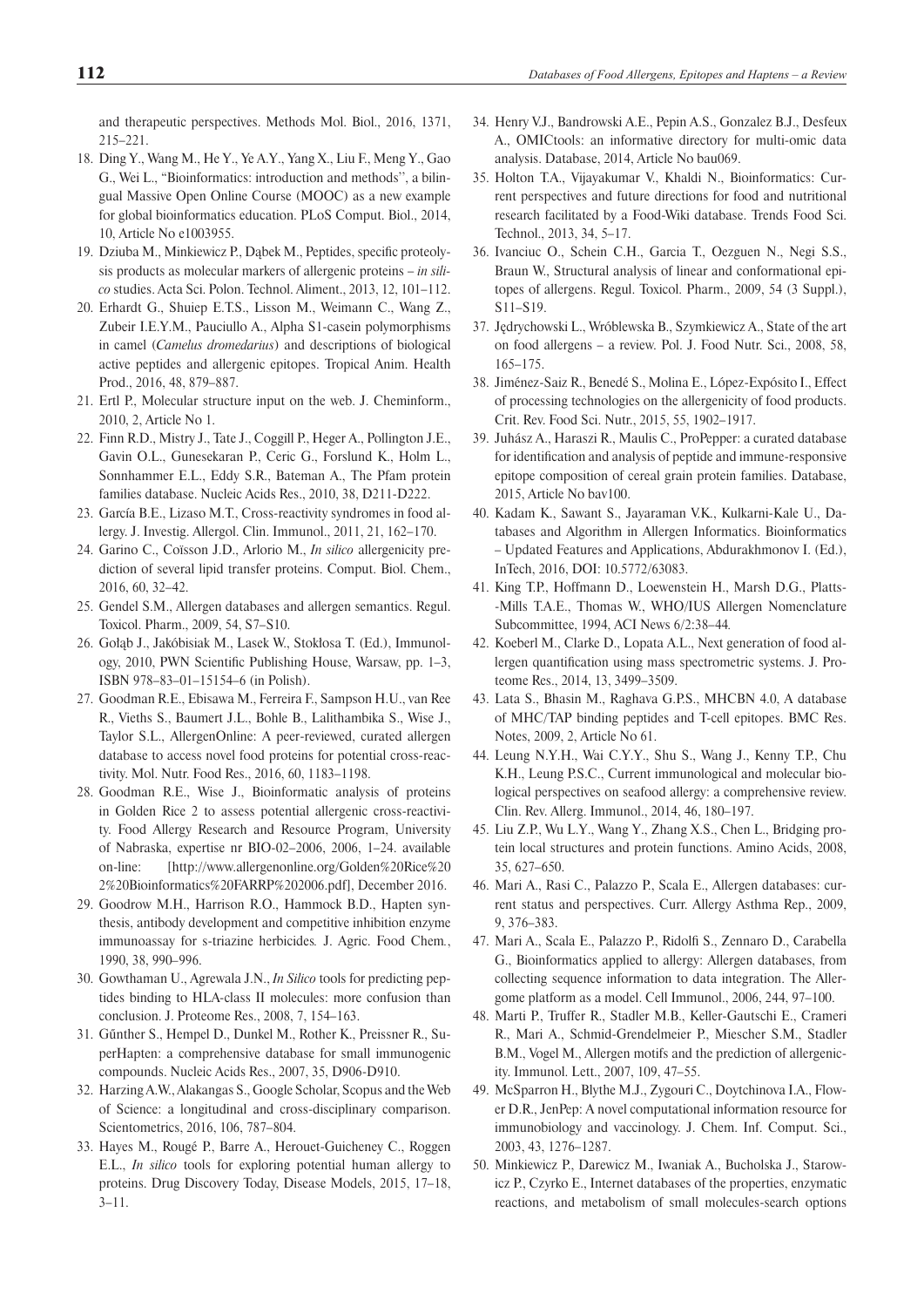and therapeutic perspectives. Methods Mol. Biol., 2016, 1371, 215–221.

18. Ding Y., Wang M., He Y., Ye A.Y., Yang X., Liu F., Meng Y., Gao G., Wei L., "Bioinformatics: introduction and methods", a bilingual Massive Open Online Course (MOOC) as a new example for global bioinformatics education. PLoS Comput. Biol., 2014, 10, Article No e1003955.
19. Dziuba M., Minkiewicz P., Dąbek M., Peptides, specific proteolysis products as molecular markers of allergenic proteins – *in silico* studies. Acta Sci. Polon. Technol. Aliment., 2013, 12, 101–112.
20. Erhardt G., Shuiep E.T.S., Lisson M., Weimann C., Wang Z., Zubeir I.E.Y.M., Pauciullo A., Alpha S1-casein polymorphisms in camel (*Camelus dromedarius*) and descriptions of biological active peptides and allergenic epitopes. Tropical Anim. Health Prod., 2016, 48, 879–887.
21. Ertl P., Molecular structure input on the web. J. Cheminform., 2010, 2, Article No 1.
22. Finn R.D., Mistry J., Tate J., Coggill P., Heger A., Pollington J.E., Gavin O.L., Gunesekaran P., Ceric G., Forslund K., Holm L., Sonnhammer E.L., Eddy S.R., Bateman A., The Pfam protein families database. Nucleic Acids Res., 2010, 38, D211-D222.
23. García B.E., Lizaso M.T., Cross-reactivity syndromes in food allergy. J. Investig. Allergol. Clin. Immunol., 2011, 21, 162–170.
24. Garino C., Coïsson J.D., Arlorio M., *In silico* allergenicity prediction of several lipid transfer proteins. Comput. Biol. Chem., 2016, 60, 32–42.
25. Gendel S.M., Allergen databases and allergen semantics. Regul. Toxicol. Pharm., 2009, 54, S7–S10.
26. Gołąb J., Jakóbisiak M., Lasek W., Stokłosa T. (Ed.), Immunology, 2010, PWN Scientific Publishing House, Warsaw, pp. 1–3, ISBN 978–83–01–15154–6 (in Polish).
27. Goodman R.E., Ebisawa M., Ferreira F., Sampson H.U., van Ree R., Vieths S., Baumert J.L., Bohle B., Lalithambika S., Wise J., Taylor S.L., AllergenOnline: A peer-reviewed, curated allergen database to access novel food proteins for potential cross-reactivity. Mol. Nutr. Food Res., 2016, 60, 1183–1198.
28. Goodman R.E., Wise J., Bioinformatic analysis of proteins in Golden Rice 2 to assess potential allergenic cross-reactivity. Food Allergy Research and Resource Program, University of Nebraska, expertise nr BIO-02–2006, 2006, 1–24. available on-line: [http://www.allergenonline.org/Golden%20Rice%202%20Bioinformatics%20FARRP%202006.pdf], December 2016.
29. Goodrow M.H., Harrison R.O., Hammock B.D., Hapten synthesis, antibody development and competitive inhibition enzyme immunoassay for s-triazine herbicides*.* J. Agric. Food Chem*.*, 1990, 38, 990–996.
30. Gowthaman U., Agrewala J.N., *In Silico* tools for predicting peptides binding to HLA-class II molecules: more confusion than conclusion. J. Proteome Res., 2008, 7, 154–163.
31. Gűnther S., Hempel D., Dunkel M., Rother K., Preissner R., SuperHapten: a comprehensive database for small immunogenic compounds. Nucleic Acids Res., 2007, 35, D906-D910.
32. Harzing A.W., Alakangas S., Google Scholar, Scopus and the Web of Science: a longitudinal and cross-disciplinary comparison. Scientometrics, 2016, 106, 787–804.
33. Hayes M., Rougé P., Barre A., Herouet-Guicheney C., Roggen E.L., *In silico* tools for exploring potential human allergy to proteins. Drug Discovery Today, Disease Models, 2015, 17–18, 3–11.
34. Henry V.J., Bandrowski A.E., Pepin A.S., Gonzalez B.J., Desfeux A., OMICtools: an informative directory for multi-omic data analysis. Database, 2014, Article No bau069.
35. Holton T.A., Vijayakumar V., Khaldi N., Bioinformatics: Current perspectives and future directions for food and nutritional research facilitated by a Food-Wiki database. Trends Food Sci. Technol., 2013, 34, 5–17.
36. Ivanciuc O., Schein C.H., Garcia T., Oezguen N., Negi S.S., Braun W., Structural analysis of linear and conformational epitopes of allergens. Regul. Toxicol. Pharm., 2009, 54 (3 Suppl.), S11–S19.
37. Jędrychowski L., Wróblewska B., Szymkiewicz A., State of the art on food allergens – a review. Pol. J. Food Nutr. Sci., 2008, 58, 165–175.
38. Jiménez-Saiz R., Benedé S., Molina E., López-Expósito I., Effect of processing technologies on the allergenicity of food products. Crit. Rev. Food Sci. Nutr., 2015, 55, 1902–1917.
39. Juhász A., Haraszi R., Maulis C., ProPepper: a curated database for identification and analysis of peptide and immune-responsive epitope composition of cereal grain protein families. Database, 2015, Article No bav100.
40. Kadam K., Sawant S., Jayaraman V.K., Kulkarni-Kale U., Databases and Algorithm in Allergen Informatics. Bioinformatics – Updated Features and Applications, Abdurakhmonov I. (Ed.), InTech, 2016, DOI: 10.5772/63083.
41. King T.P., Hoffmann D., Loewenstein H., Marsh D.G., Platts-Mills T.A.E., Thomas W., WHO/IUS Allergen Nomenclature Subcommittee, 1994, ACI News 6/2:38–44*.*
42. Koeberl M., Clarke D., Lopata A.L., Next generation of food allergen quantification using mass spectrometric systems. J. Proteome Res., 2014, 13, 3499–3509.
43. Lata S., Bhasin M., Raghava G.P.S., MHCBN 4.0, A database of MHC/TAP binding peptides and T-cell epitopes. BMC Res. Notes, 2009, 2, Article No 61.
44. Leung N.Y.H., Wai C.Y.Y., Shu S., Wang J., Kenny T.P., Chu K.H., Leung P.S.C., Current immunological and molecular biological perspectives on seafood allergy: a comprehensive review. Clin. Rev. Allerg. Immunol., 2014, 46, 180–197.
45. Liu Z.P., Wu L.Y., Wang Y., Zhang X.S., Chen L., Bridging protein local structures and protein functions. Amino Acids, 2008, 35, 627–650.
46. Mari A., Rasi C., Palazzo P., Scala E., Allergen databases: current status and perspectives. Curr. Allergy Asthma Rep., 2009, 9, 376–383.
47. Mari A., Scala E., Palazzo P., Ridolfi S., Zennaro D., Carabella G., Bioinformatics applied to allergy: Allergen databases, from collecting sequence information to data integration. The Allergome platform as a model. Cell Immunol., 2006, 244, 97–100.
48. Marti P., Truffer R., Stadler M.B., Keller-Gautschi E., Crameri R., Mari A., Schmid-Grendelmeier P., Miescher S.M., Stadler B.M., Vogel M., Allergen motifs and the prediction of allergenicity. Immunol. Lett., 2007, 109, 47–55.
49. McSparron H., Blythe M.J., Zygouri C., Doytchinova I.A., Flower D.R., JenPep: A novel computational information resource for immunobiology and vaccinology. J. Chem. Inf. Comput. Sci., 2003, 43, 1276–1287.
50. Minkiewicz P., Darewicz M., Iwaniak A., Bucholska J., Starowicz P., Czyrko E., Internet databases of the properties, enzymatic reactions, and metabolism of small molecules-search options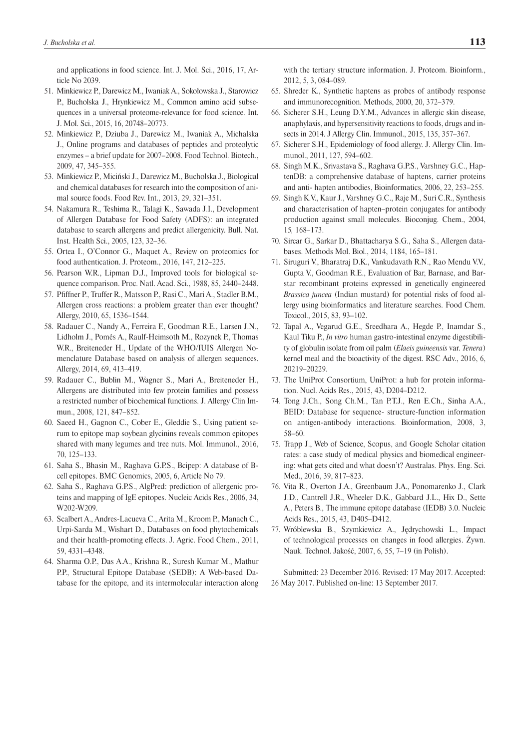and applications in food science. Int. J. Mol. Sci., 2016, 17, Article No 2039.

51. Minkiewicz P., Darewicz M., Iwaniak A., Sokołowska J., Starowicz P., Bucholska J., Hrynkiewicz M., Common amino acid subsequences in a universal proteome-relevance for food science. Int. J. Mol. Sci., 2015, 16, 20748–20773.
52. Minkiewicz P., Dziuba J., Darewicz M., Iwaniak A., Michalska J., Online programs and databases of peptides and proteolytic enzymes – a brief update for 2007–2008. Food Technol. Biotech., 2009, 47, 345–355.
53. Minkiewicz P., Miciński J., Darewicz M., Bucholska J., Biological and chemical databases for research into the composition of animal source foods. Food Rev. Int., 2013, 29, 321–351.
54. Nakamura R., Teshima R., Talagi K., Sawada J.I., Development of Allergen Database for Food Safety (ADFS): an integrated database to search allergens and predict allergenicity. Bull. Nat. Inst. Health Sci., 2005, 123, 32–36.
55. Ortea I., O'Connor G., Maquet A., Review on proteomics for food authentication. J. Proteom., 2016, 147, 212–225.
56. Pearson W.R., Lipman D.J., Improved tools for biological sequence comparison. Proc. Natl. Acad. Sci., 1988, 85, 2440–2448.
57. Pfiffner P., Truffer R., Matsson P., Rasi C., Mari A., Stadler B.M., Allergen cross reactions: a problem greater than ever thought? Allergy, 2010, 65, 1536–1544.
58. Radauer C., Nandy A., Ferreira F., Goodman R.E., Larsen J.N., Lidholm J., Pomés A., Raulf-Heimsoth M., Rozynek P., Thomas W.R., Breiteneder H., Update of the WHO/IUIS Allergen Nomenclature Database based on analysis of allergen sequences. Allergy, 2014, 69, 413–419.
59. Radauer C., Bublin M., Wagner S., Mari A., Breiteneder H., Allergens are distributed into few protein families and possess a restricted number of biochemical functions. J. Allergy Clin Immun., 2008, 121, 847–852.
60. Saeed H., Gagnon C., Cober E., Gleddie S., Using patient serum to epitope map soybean glycinins reveals common epitopes shared with many legumes and tree nuts. Mol. Immunol., 2016, 70, 125–133.
61. Saha S., Bhasin M., Raghava G.P.S., Bcipep: A database of B-cell epitopes. BMC Genomics, 2005, 6, Article No 79.
62. Saha S., Raghava G.P.S., AlgPred: prediction of allergenic proteins and mapping of IgE epitopes. Nucleic Acids Res., 2006, 34, W202-W209.
63. Scalbert A., Andres-Lacueva C., Arita M., Kroom P., Manach C., Urpi-Sarda M., Wishart D., Databases on food phytochemicals and their health-promoting effects. J. Agric. Food Chem., 2011, 59, 4331–4348.
64. Sharma O.P., Das A.A., Krishna R., Suresh Kumar M., Mathur P.P., Structural Epitope Database (SEDB): A Web-based Database for the epitope, and its intermolecular interaction along with the tertiary structure information. J. Proteom. Bioinform., 2012, 5, 3, 084–089.
65. Shreder K., Synthetic haptens as probes of antibody response and immunorecognition. Methods, 2000, 20, 372–379.
66. Sicherer S.H., Leung D.Y.M., Advances in allergic skin disease, anaphylaxis, and hypersensitivity reactions to foods, drugs and insects in 2014. J Allergy Clin. Immunol., 2015, 135, 357–367.
67. Sicherer S.H., Epidemiology of food allergy. J. Allergy Clin. Immunol., 2011, 127, 594–602.
68. Singh M.K., Srivastava S., Raghava G.P.S., Varshney G.C., HaptenDB: a comprehensive database of haptens, carrier proteins and anti- hapten antibodies, Bioinformatics, 2006, 22, 253–255.
69. Singh K.V., Kaur J., Varshney G.C., Raje M., Suri C.R., Synthesis and characterisation of hapten–protein conjugates for antibody production against small molecules. Bioconjug. Chem., 2004, 15, 168–173.
70. Sircar G., Sarkar D., Bhattacharya S.G., Saha S., Allergen databases. Methods Mol. Biol., 2014, 1184, 165–181.
71. Siruguri V., Bharatraj D.K., Vankudavath R.N., Rao Mendu V.V., Gupta V., Goodman R.E., Evaluation of Bar, Barnase, and Barstar recombinant proteins expressed in genetically engineered *Brassica juncea* (Indian mustard) for potential risks of food allergy using bioinformatics and literature searches. Food Chem. Toxicol., 2015, 83, 93–102.
72. Tapal A., Vegarud G.E., Sreedhara A., Hegde P., Inamdar S., Kaul Tiku P., *In vitro* human gastro-intestinal enzyme digestibility of globulin isolate from oil palm (*Elaeis guineensis* var. *Tenera*) kernel meal and the bioactivity of the digest. RSC Adv., 2016, 6, 20219–20229.
73. The UniProt Consortium, UniProt: a hub for protein information. Nucl. Acids Res., 2015, 43, D204–D212.
74. Tong J.Ch., Song Ch.M., Tan P.T.J., Ren E.Ch., Sinha A.A., BEID: Database for sequence- structure-function information on antigen-antibody interactions. Bioinformation, 2008, 3, 58–60.
75. Trapp J., Web of Science, Scopus, and Google Scholar citation rates: a case study of medical physics and biomedical engineering: what gets cited and what doesn't? Australas. Phys. Eng. Sci. Med., 2016, 39, 817–823.
76. Vita R., Overton J.A., Greenbaum J.A., Ponomarenko J., Clark J.D., Cantrell J.R., Wheeler D.K., Gabbard J.L., Hix D., Sette A., Peters B., The immune epitope database (IEDB) 3.0. Nucleic Acids Res., 2015, 43, D405–D412.
77. Wróblewska B., Szymkiewicz A., Jędrychowski L., Impact of technological processes on changes in food allergies. Żywn. Nauk. Technol. Jakość, 2007, 6, 55, 7–19 (in Polish).

Submitted: 23 December 2016. Revised: 17 May 2017. Accepted: 26 May 2017. Published on-line: 13 September 2017.